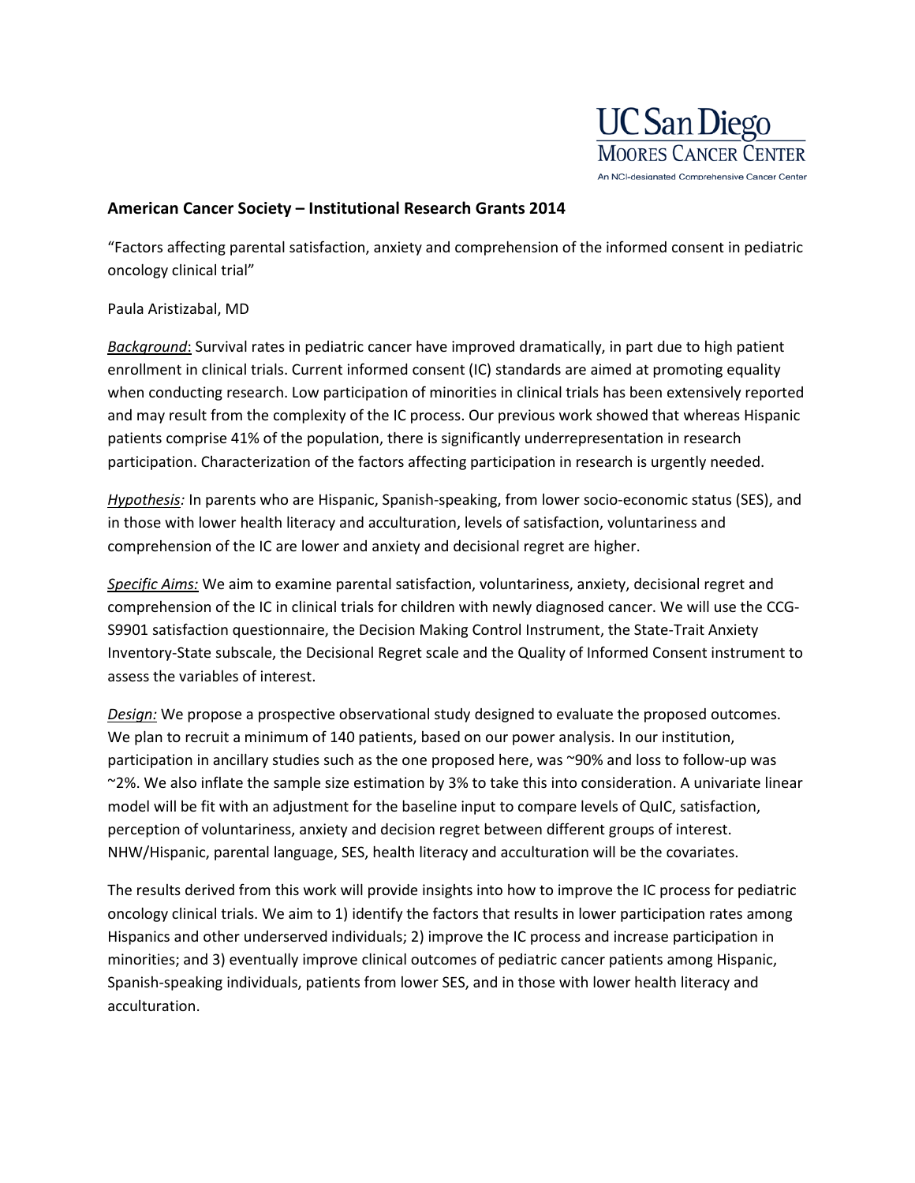UC San Diego
MOORES CANCER CENTER
An NCI-designated Comprehensive Cancer Center

### American Cancer Society – Institutional Research Grants 2014

"Factors affecting parental satisfaction, anxiety and comprehension of the informed consent in pediatric oncology clinical trial"

Paula Aristizabal, MD

***Background***: Survival rates in pediatric cancer have improved dramatically, in part due to high patient enrollment in clinical trials. Current informed consent (IC) standards are aimed at promoting equality when conducting research. Low participation of minorities in clinical trials has been extensively reported and may result from the complexity of the IC process. Our previous work showed that whereas Hispanic patients comprise 41% of the population, there is significantly underrepresentation in research participation. Characterization of the factors affecting participation in research is urgently needed.

***Hypothesis:*** In parents who are Hispanic, Spanish-speaking, from lower socio-economic status (SES), and in those with lower health literacy and acculturation, levels of satisfaction, voluntariness and comprehension of the IC are lower and anxiety and decisional regret are higher.

***Specific Aims:*** We aim to examine parental satisfaction, voluntariness, anxiety, decisional regret and comprehension of the IC in clinical trials for children with newly diagnosed cancer. We will use the CCG-S9901 satisfaction questionnaire, the Decision Making Control Instrument, the State-Trait Anxiety Inventory-State subscale, the Decisional Regret scale and the Quality of Informed Consent instrument to assess the variables of interest.

***Design:*** We propose a prospective observational study designed to evaluate the proposed outcomes. We plan to recruit a minimum of 140 patients, based on our power analysis. In our institution, participation in ancillary studies such as the one proposed here, was ~90% and loss to follow-up was ~2%. We also inflate the sample size estimation by 3% to take this into consideration. A univariate linear model will be fit with an adjustment for the baseline input to compare levels of QuIC, satisfaction, perception of voluntariness, anxiety and decision regret between different groups of interest. NHW/Hispanic, parental language, SES, health literacy and acculturation will be the covariates.

The results derived from this work will provide insights into how to improve the IC process for pediatric oncology clinical trials. We aim to 1) identify the factors that results in lower participation rates among Hispanics and other underserved individuals; 2) improve the IC process and increase participation in minorities; and 3) eventually improve clinical outcomes of pediatric cancer patients among Hispanic, Spanish-speaking individuals, patients from lower SES, and in those with lower health literacy and acculturation.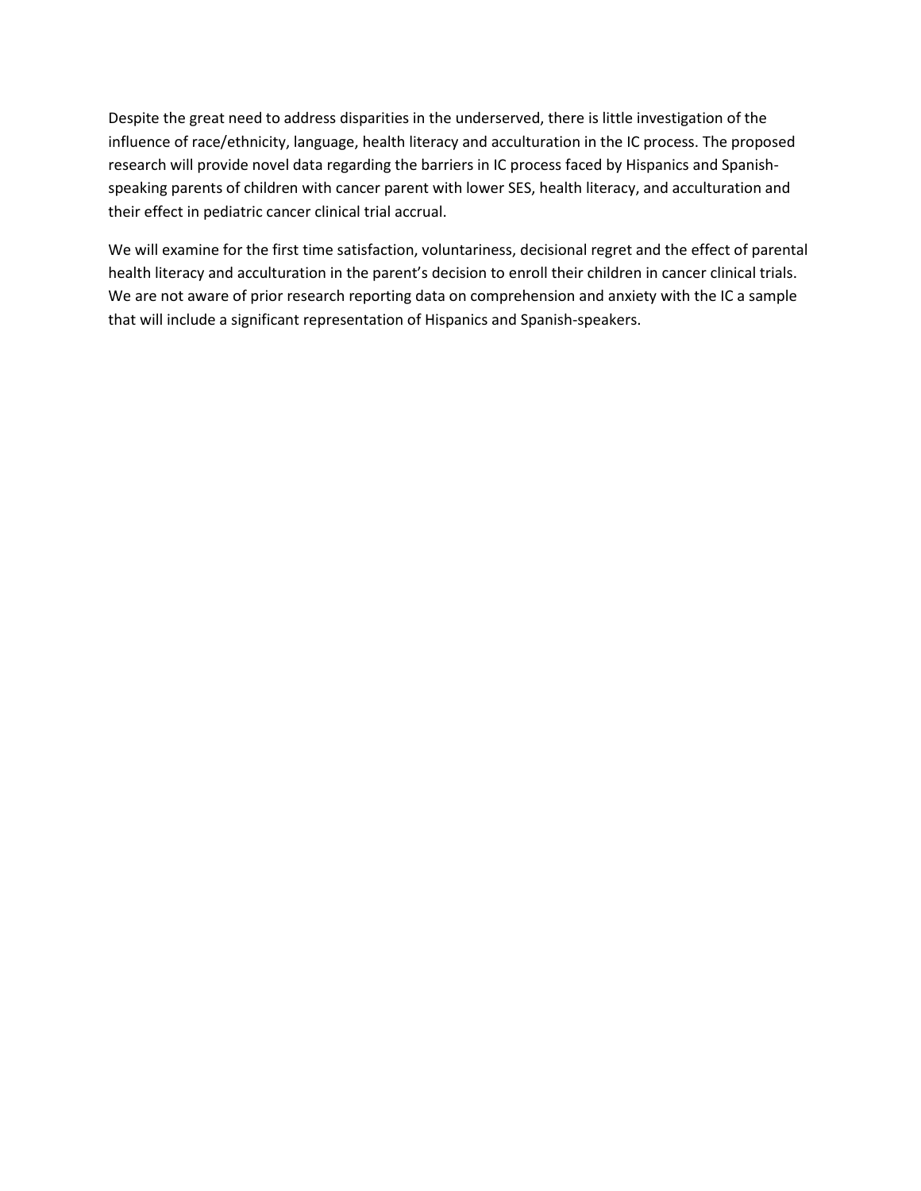Despite the great need to address disparities in the underserved, there is little investigation of the influence of race/ethnicity, language, health literacy and acculturation in the IC process. The proposed research will provide novel data regarding the barriers in IC process faced by Hispanics and Spanish-speaking parents of children with cancer parent with lower SES, health literacy, and acculturation and their effect in pediatric cancer clinical trial accrual.

We will examine for the first time satisfaction, voluntariness, decisional regret and the effect of parental health literacy and acculturation in the parent's decision to enroll their children in cancer clinical trials. We are not aware of prior research reporting data on comprehension and anxiety with the IC a sample that will include a significant representation of Hispanics and Spanish-speakers.